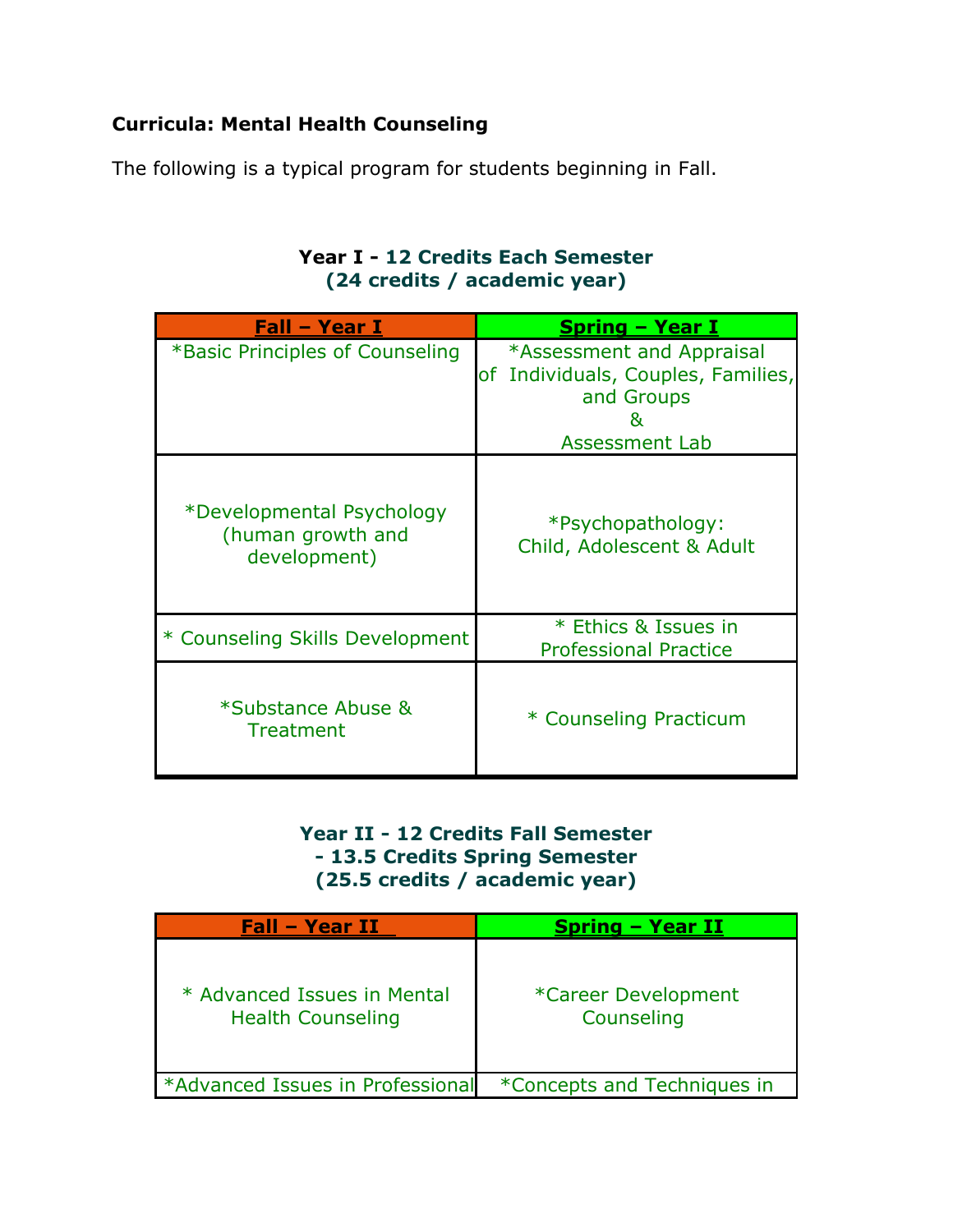**Curricula: Mental Health Counseling**

The following is a typical program for students beginning in Fall.

**Year I - 12 Credits Each Semester**
**(24 credits / academic year)**

| Fall – Year I | Spring – Year I |
|---|---|
| *Basic Principles of Counseling | *Assessment and Appraisal of Individuals, Couples, Families, and Groups & Assessment Lab |
| *Developmental Psychology (human growth and development) | *Psychopathology: Child, Adolescent & Adult |
| * Counseling Skills Development | * Ethics & Issues in Professional Practice |
| *Substance Abuse & Treatment | * Counseling Practicum |

**Year II - 12 Credits Fall Semester**
**- 13.5 Credits Spring Semester**
**(25.5 credits / academic year)**

| Fall – Year II | Spring – Year II |
|---|---|
| * Advanced Issues in Mental Health Counseling | *Career Development Counseling |
| *Advanced Issues in Professional | *Concepts and Techniques in |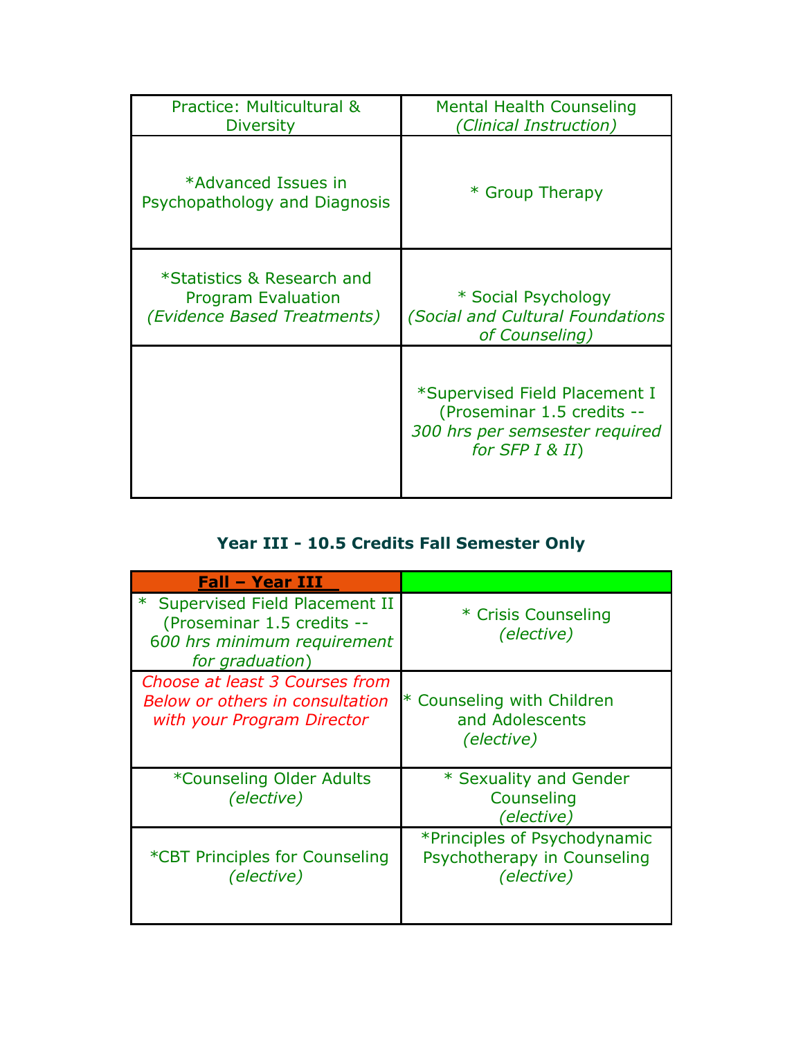| Practice: Multicultural & Diversity | Mental Health Counseling *(Clinical Instruction)* |
|---|---|
| *Advanced Issues in Psychopathology and Diagnosis | * Group Therapy |
| *Statistics & Research and Program Evaluation *(Evidence Based Treatments)* | * Social Psychology *(Social and Cultural Foundations of Counseling)* |
| | *Supervised Field Placement I (Proseminar 1.5 credits -- *300 hrs per semsester required for SFP I & II*) |

### Year III - 10.5 Credits Fall Semester Only

| **Fall – Year III** | |
|---|---|
| * Supervised Field Placement II (Proseminar 1.5 credits -- *600 hrs minimum requirement for graduation*) | * Crisis Counseling *(elective)* |
| *Choose at least 3 Courses from Below or others in consultation with your Program Director* | * Counseling with Children and Adolescents *(elective)* |
| *Counseling Older Adults *(elective)* | * Sexuality and Gender Counseling *(elective)* |
| *CBT Principles for Counseling *(elective)* | *Principles of Psychodynamic Psychotherapy in Counseling *(elective)* |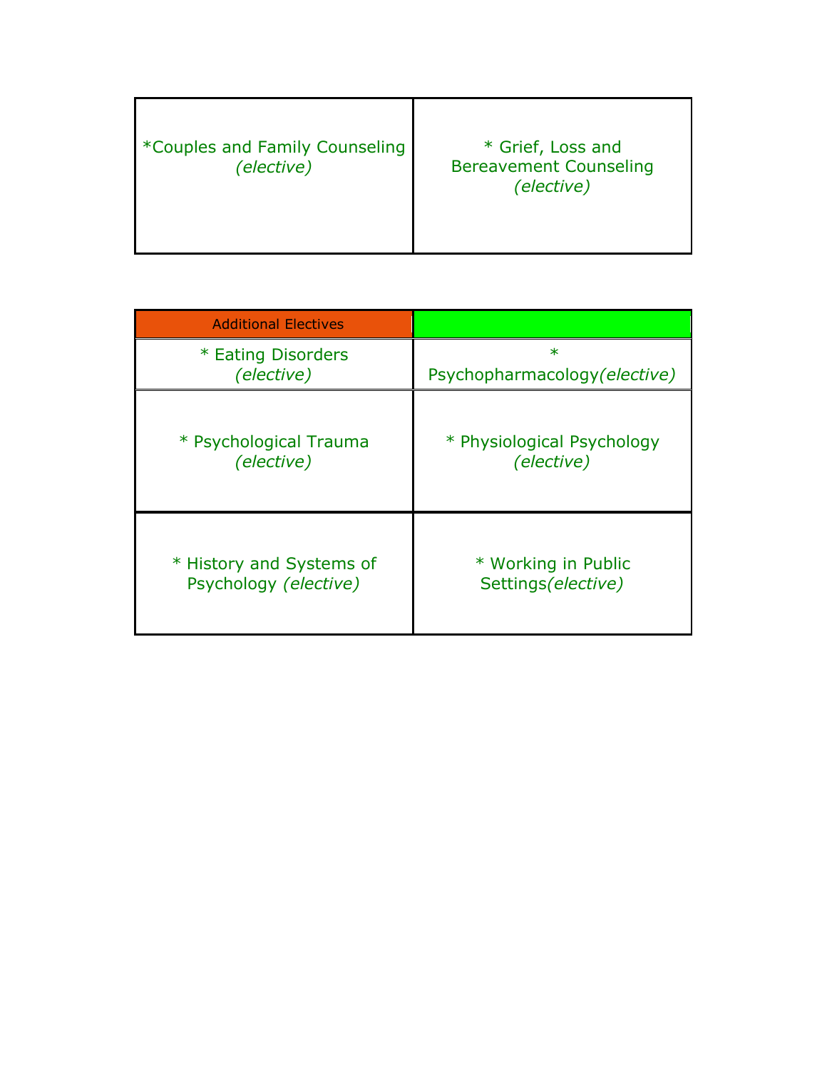| | |
|---|---|
| *Couples and Family Counseling *(elective)* | * Grief, Loss and Bereavement Counseling *(elective)* |

| Additional Electives | |
|---|---|
| * Eating Disorders *(elective)* | * Psychopharmacology*(elective)* |
| * Psychological Trauma *(elective)* | * Physiological Psychology *(elective)* |
| * History and Systems of Psychology *(elective)* | * Working in Public Settings*(elective)* |